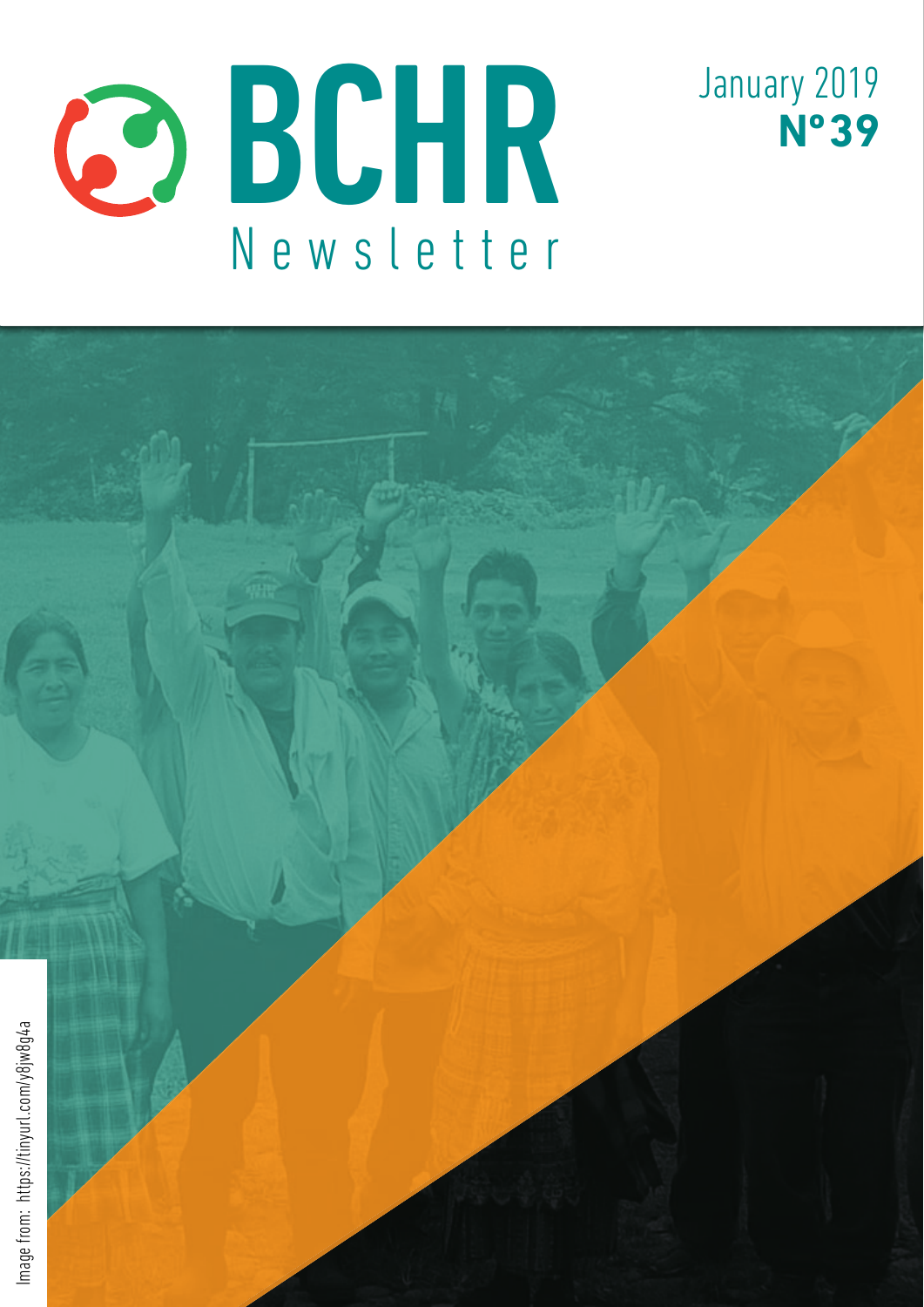# BCHR Newsletter

January 2019
**Nº39**

Image from: https://tinyurl.com/y8jw8g4a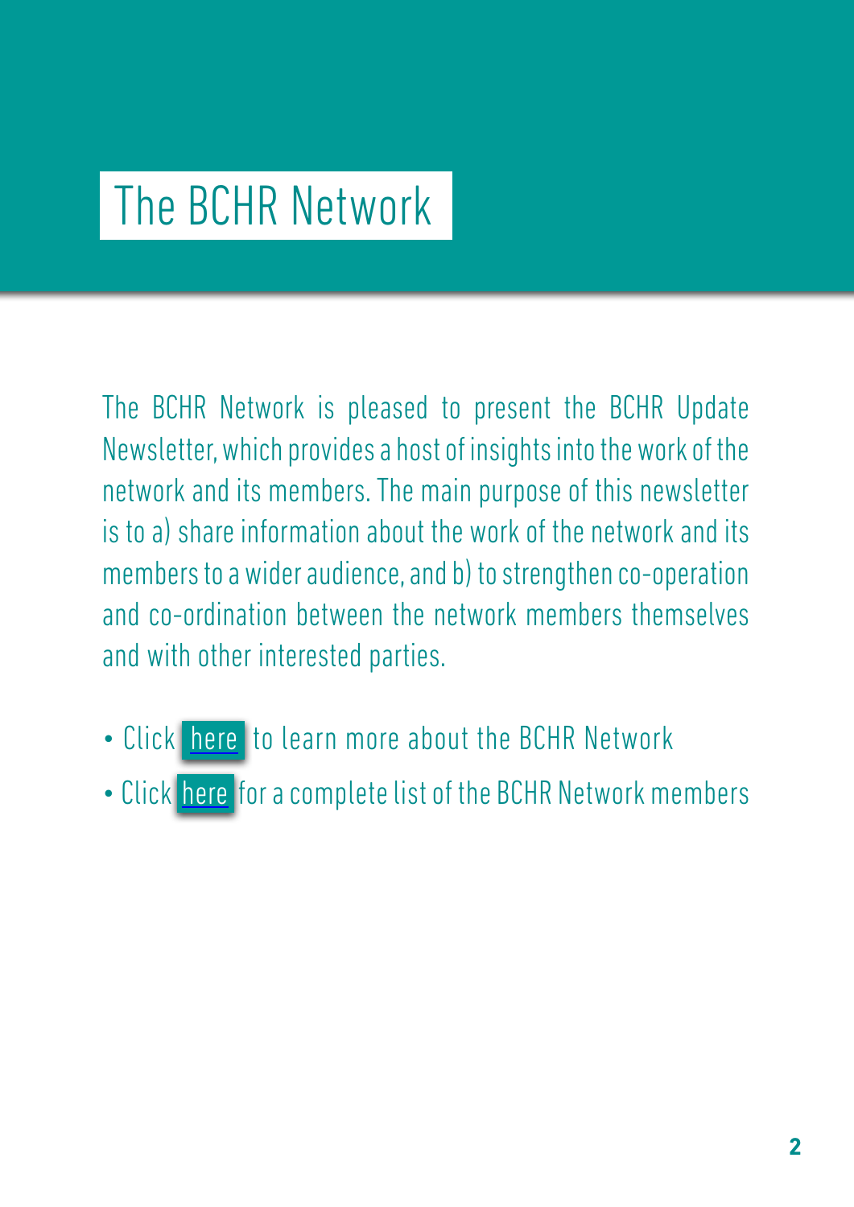# The BCHR Network

The BCHR Network is pleased to present the BCHR Update Newsletter, which provides a host of insights into the work of the network and its members. The main purpose of this newsletter is to a) share information about the work of the network and its members to a wider audience, and b) to strengthen co-operation and co-ordination between the network members themselves and with other interested parties.

- Click here to learn more about the BCHR Network
- Click here for a complete list of the BCHR Network members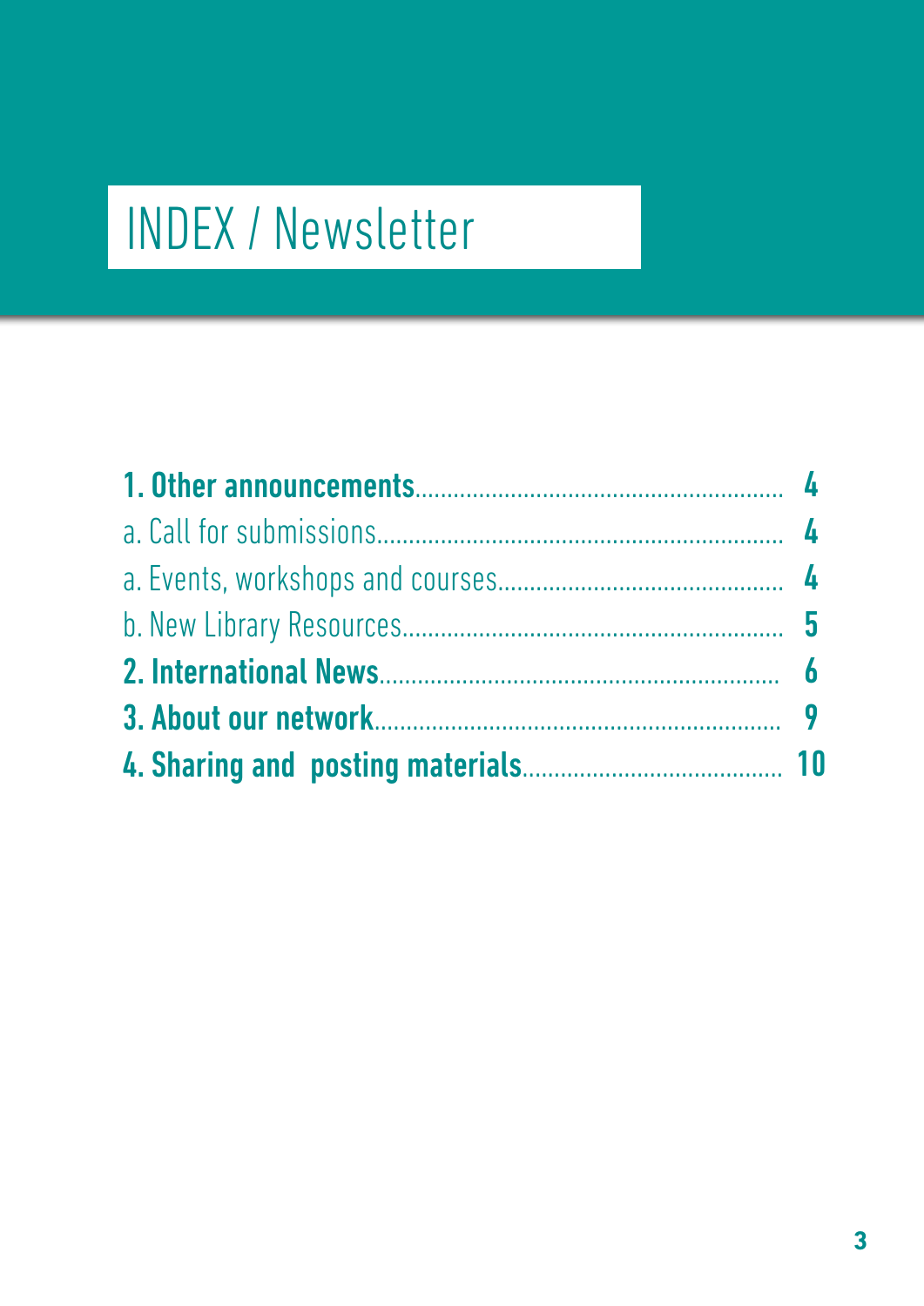# INDEX / Newsletter

**1. Other announcements** ........ **4**

a. Call for submissions ........ **4**

a. Events, workshops and courses ........ **4**

b. New Library Resources ........ **5**

**2. International News** ........ **6**

**3. About our network** ........ **9**

**4. Sharing and posting materials** ........ **10**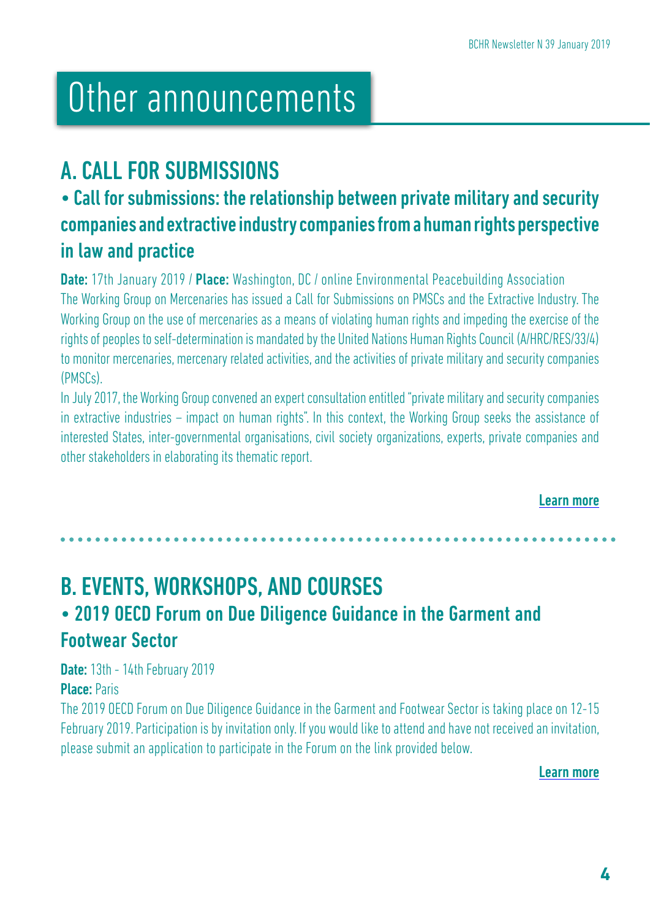# Other announcements

## A. CALL FOR SUBMISSIONS

### • Call for submissions: the relationship between private military and security companies and extractive industry companies from a human rights perspective in law and practice

**Date:** 17th January 2019 / **Place:** Washington, DC / online Environmental Peacebuilding Association

The Working Group on Mercenaries has issued a Call for Submissions on PMSCs and the Extractive Industry. The Working Group on the use of mercenaries as a means of violating human rights and impeding the exercise of the rights of peoples to self-determination is mandated by the United Nations Human Rights Council (A/HRC/RES/33/4) to monitor mercenaries, mercenary related activities, and the activities of private military and security companies (PMSCs).

In July 2017, the Working Group convened an expert consultation entitled "private military and security companies in extractive industries – impact on human rights". In this context, the Working Group seeks the assistance of interested States, inter-governmental organisations, civil society organizations, experts, private companies and other stakeholders in elaborating its thematic report.

Learn more

## B. EVENTS, WORKSHOPS, AND COURSES

### • 2019 OECD Forum on Due Diligence Guidance in the Garment and Footwear Sector

**Date:** 13th - 14th February 2019

**Place:** Paris

The 2019 OECD Forum on Due Diligence Guidance in the Garment and Footwear Sector is taking place on 12-15 February 2019. Participation is by invitation only. If you would like to attend and have not received an invitation, please submit an application to participate in the Forum on the link provided below.

Learn more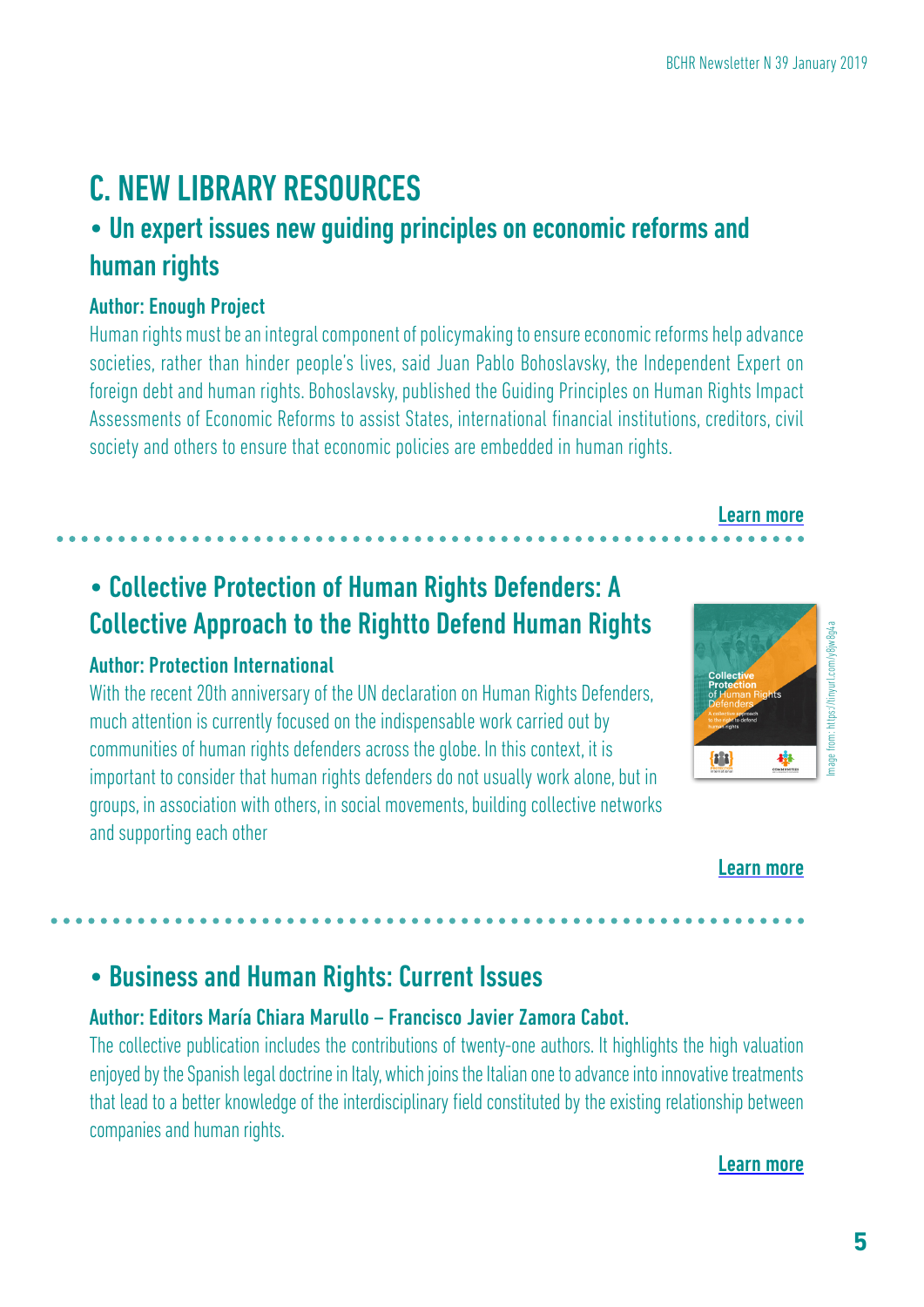# C. NEW LIBRARY RESOURCES

## • Un expert issues new guiding principles on economic reforms and human rights

**Author: Enough Project**

Human rights must be an integral component of policymaking to ensure economic reforms help advance societies, rather than hinder people's lives, said Juan Pablo Bohoslavsky, the Independent Expert on foreign debt and human rights. Bohoslavsky, published the Guiding Principles on Human Rights Impact Assessments of Economic Reforms to assist States, international financial institutions, creditors, civil society and others to ensure that economic policies are embedded in human rights.

**Learn more**

## • Collective Protection of Human Rights Defenders: A Collective Approach to the Rightto Defend Human Rights

**Author: Protection International**

With the recent 20th anniversary of the UN declaration on Human Rights Defenders, much attention is currently focused on the indispensable work carried out by communities of human rights defenders across the globe. In this context, it is important to consider that human rights defenders do not usually work alone, but in groups, in association with others, in social movements, building collective networks and supporting each other

Image from: https://tinyurl.com/y8jw8gu4

**Learn more**

## • Business and Human Rights: Current Issues

**Author: Editors María Chiara Marullo – Francisco Javier Zamora Cabot.**

The collective publication includes the contributions of twenty-one authors. It highlights the high valuation enjoyed by the Spanish legal doctrine in Italy, which joins the Italian one to advance into innovative treatments that lead to a better knowledge of the interdisciplinary field constituted by the existing relationship between companies and human rights.

**Learn more**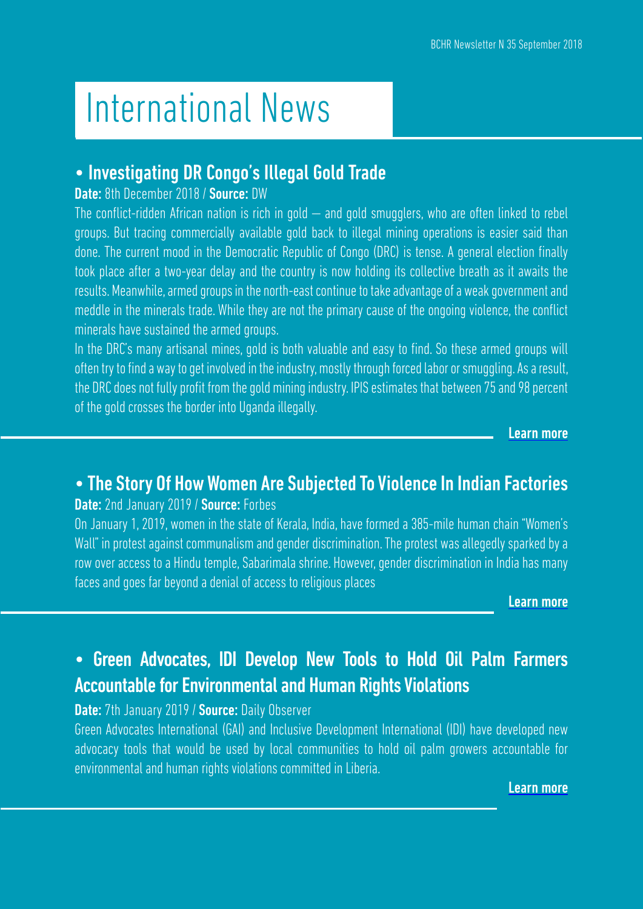# International News

## • Investigating DR Congo's Illegal Gold Trade

**Date:** 8th December 2018 / **Source:** DW

The conflict-ridden African nation is rich in gold — and gold smugglers, who are often linked to rebel groups. But tracing commercially available gold back to illegal mining operations is easier said than done. The current mood in the Democratic Republic of Congo (DRC) is tense. A general election finally took place after a two-year delay and the country is now holding its collective breath as it awaits the results. Meanwhile, armed groups in the north-east continue to take advantage of a weak government and meddle in the minerals trade. While they are not the primary cause of the ongoing violence, the conflict minerals have sustained the armed groups.

In the DRC's many artisanal mines, gold is both valuable and easy to find. So these armed groups will often try to find a way to get involved in the industry, mostly through forced labor or smuggling. As a result, the DRC does not fully profit from the gold mining industry. IPIS estimates that between 75 and 98 percent of the gold crosses the border into Uganda illegally.

**Learn more**

## • The Story Of How Women Are Subjected To Violence In Indian Factories

**Date:** 2nd January 2019 / **Source:** Forbes

On January 1, 2019, women in the state of Kerala, India, have formed a 385-mile human chain "Women's Wall" in protest against communalism and gender discrimination. The protest was allegedly sparked by a row over access to a Hindu temple, Sabarimala shrine. However, gender discrimination in India has many faces and goes far beyond a denial of access to religious places

**Learn more**

## • Green Advocates, IDI Develop New Tools to Hold Oil Palm Farmers Accountable for Environmental and Human Rights Violations

**Date:** 7th January 2019 / **Source:** Daily Observer

Green Advocates International (GAI) and Inclusive Development International (IDI) have developed new advocacy tools that would be used by local communities to hold oil palm growers accountable for environmental and human rights violations committed in Liberia.

**Learn more**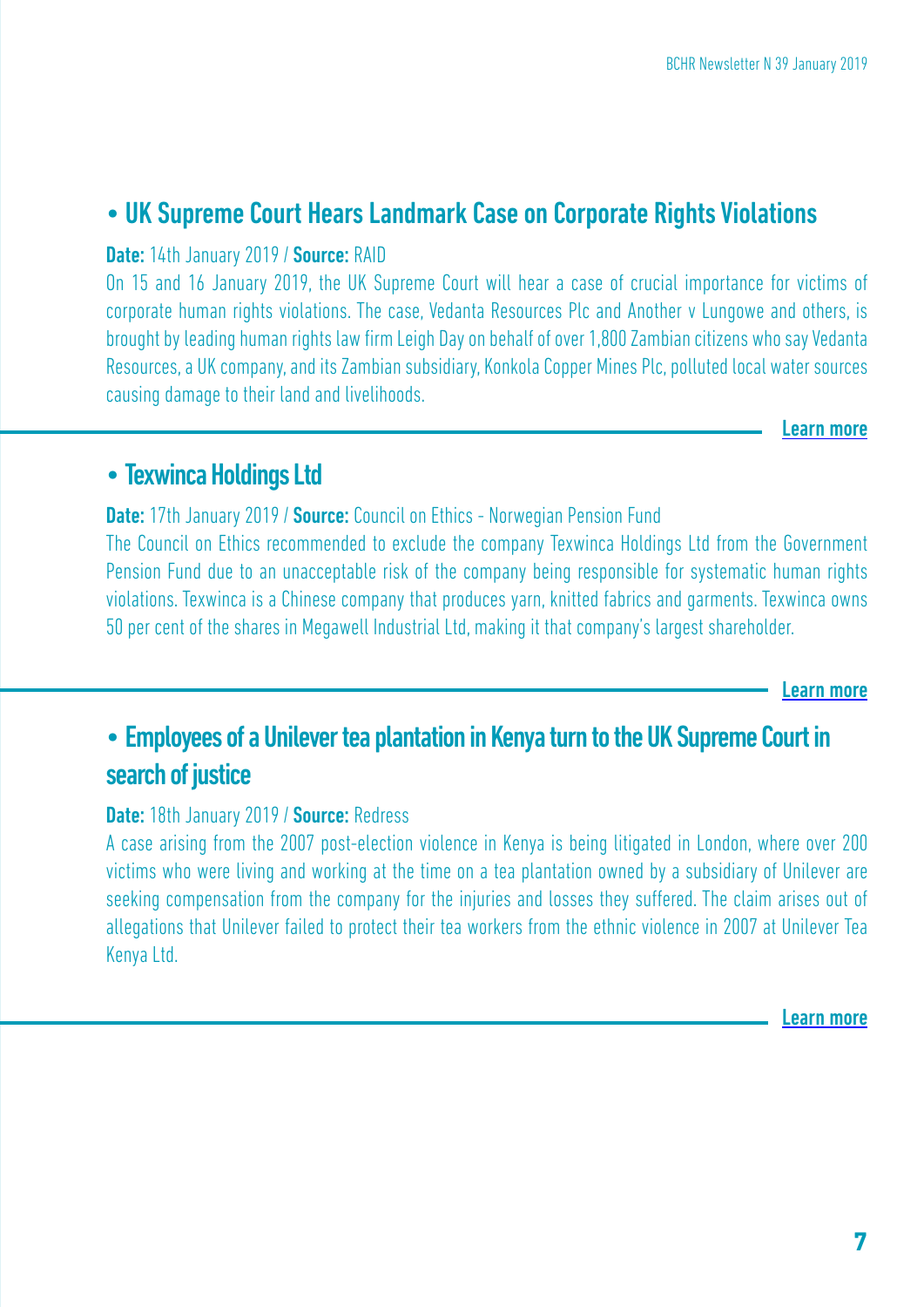## • UK Supreme Court Hears Landmark Case on Corporate Rights Violations

**Date:** 14th January 2019 / **Source:** RAID

On 15 and 16 January 2019, the UK Supreme Court will hear a case of crucial importance for victims of corporate human rights violations. The case, Vedanta Resources Plc and Another v Lungowe and others, is brought by leading human rights law firm Leigh Day on behalf of over 1,800 Zambian citizens who say Vedanta Resources, a UK company, and its Zambian subsidiary, Konkola Copper Mines Plc, polluted local water sources causing damage to their land and livelihoods.

**Learn more**

## • Texwinca Holdings Ltd

**Date:** 17th January 2019 / **Source:** Council on Ethics - Norwegian Pension Fund

The Council on Ethics recommended to exclude the company Texwinca Holdings Ltd from the Government Pension Fund due to an unacceptable risk of the company being responsible for systematic human rights violations. Texwinca is a Chinese company that produces yarn, knitted fabrics and garments. Texwinca owns 50 per cent of the shares in Megawell Industrial Ltd, making it that company's largest shareholder.

**Learn more**

## • Employees of a Unilever tea plantation in Kenya turn to the UK Supreme Court in search of justice

**Date:** 18th January 2019 / **Source:** Redress

A case arising from the 2007 post-election violence in Kenya is being litigated in London, where over 200 victims who were living and working at the time on a tea plantation owned by a subsidiary of Unilever are seeking compensation from the company for the injuries and losses they suffered. The claim arises out of allegations that Unilever failed to protect their tea workers from the ethnic violence in 2007 at Unilever Tea Kenya Ltd.

**Learn more**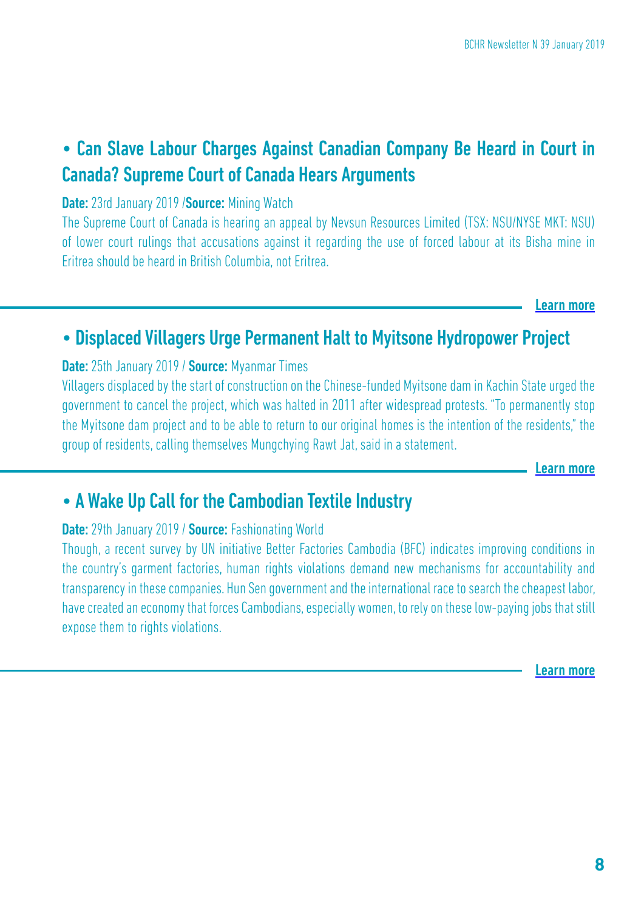## • Can Slave Labour Charges Against Canadian Company Be Heard in Court in Canada? Supreme Court of Canada Hears Arguments

**Date:** 23rd January 2019 /**Source:** Mining Watch

The Supreme Court of Canada is hearing an appeal by Nevsun Resources Limited (TSX: NSU/NYSE MKT: NSU) of lower court rulings that accusations against it regarding the use of forced labour at its Bisha mine in Eritrea should be heard in British Columbia, not Eritrea.

Learn more

---

## • Displaced Villagers Urge Permanent Halt to Myitsone Hydropower Project

**Date:** 25th January 2019 / **Source:** Myanmar Times

Villagers displaced by the start of construction on the Chinese-funded Myitsone dam in Kachin State urged the government to cancel the project, which was halted in 2011 after widespread protests. "To permanently stop the Myitsone dam project and to be able to return to our original homes is the intention of the residents," the group of residents, calling themselves Mungchying Rawt Jat, said in a statement.

Learn more

---

## • A Wake Up Call for the Cambodian Textile Industry

**Date:** 29th January 2019 / **Source:** Fashionating World

Though, a recent survey by UN initiative Better Factories Cambodia (BFC) indicates improving conditions in the country's garment factories, human rights violations demand new mechanisms for accountability and transparency in these companies. Hun Sen government and the international race to search the cheapest labor, have created an economy that forces Cambodians, especially women, to rely on these low-paying jobs that still expose them to rights violations.

Learn more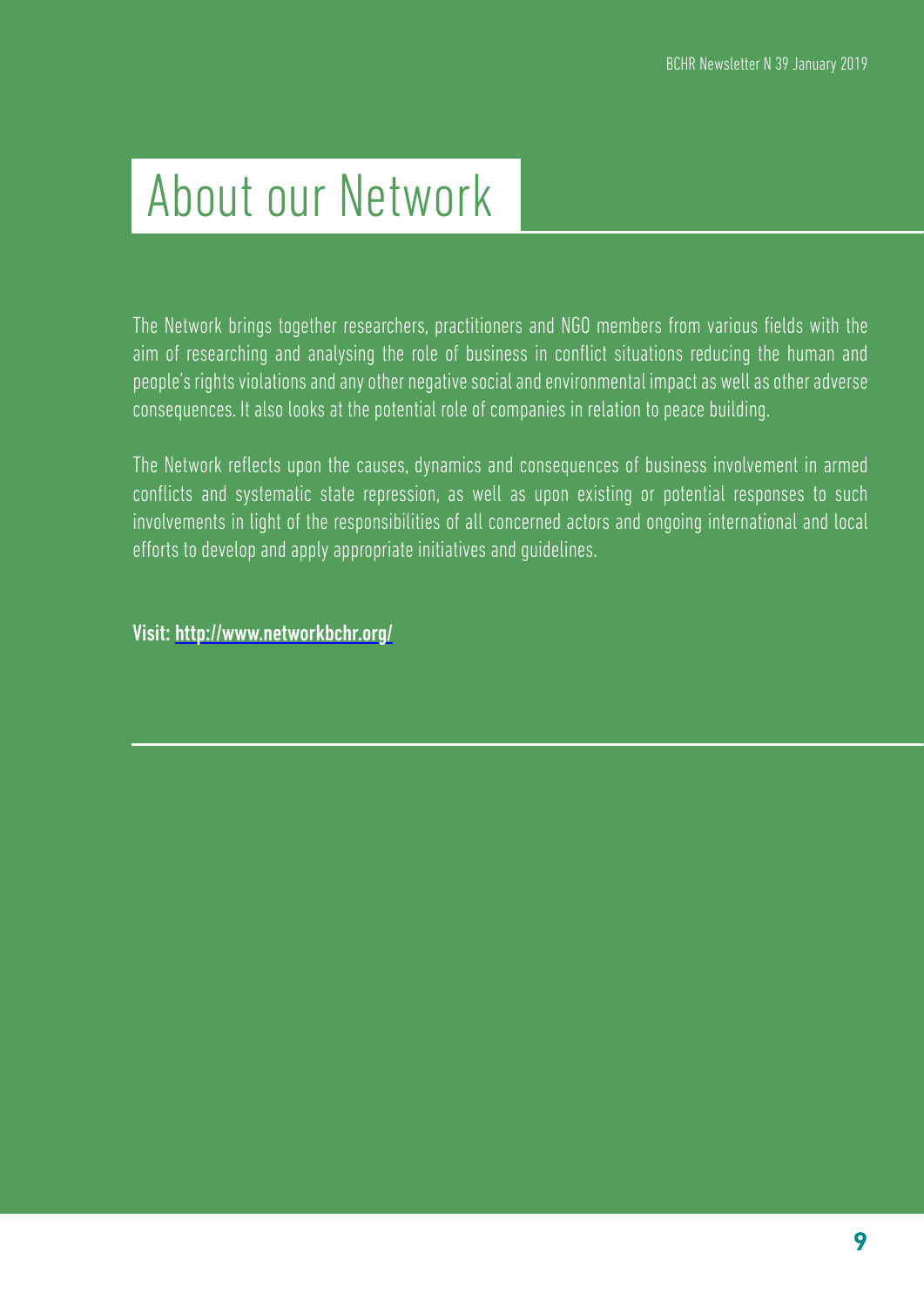# About our Network

The Network brings together researchers, practitioners and NGO members from various fields with the aim of researching and analysing the role of business in conflict situations reducing the human and people's rights violations and any other negative social and environmental impact as well as other adverse consequences. It also looks at the potential role of companies in relation to peace building.

The Network reflects upon the causes, dynamics and consequences of business involvement in armed conflicts and systematic state repression, as well as upon existing or potential responses to such involvements in light of the responsibilities of all concerned actors and ongoing international and local efforts to develop and apply appropriate initiatives and guidelines.

**Visit: http://www.networkbchr.org/**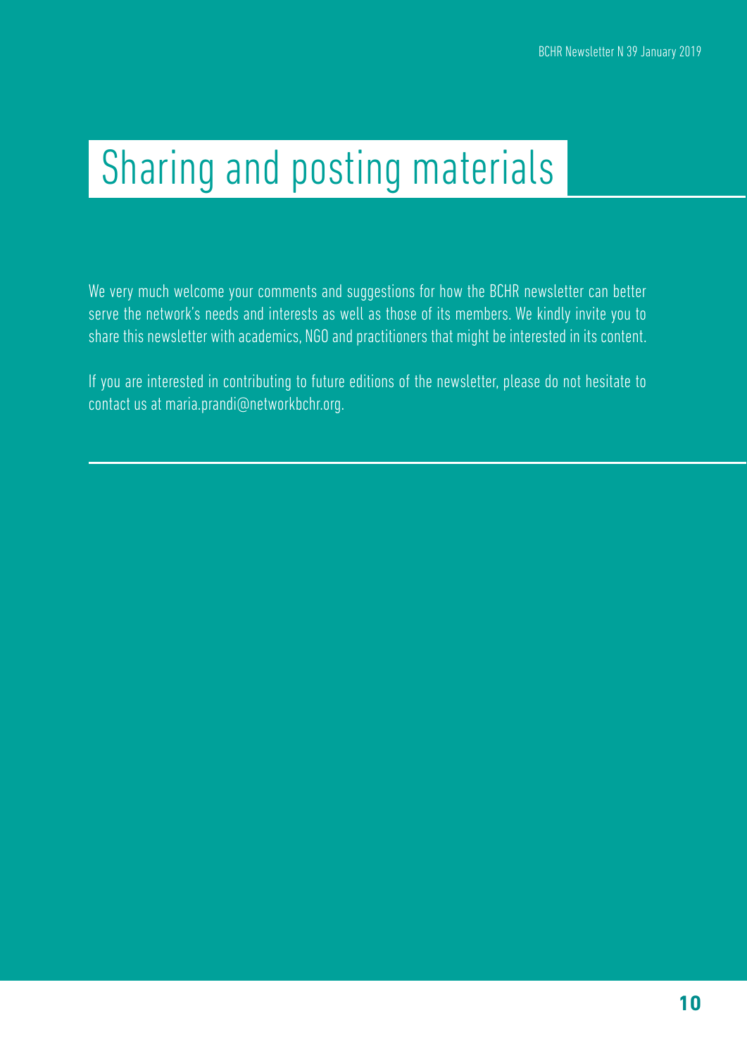# Sharing and posting materials

We very much welcome your comments and suggestions for how the BCHR newsletter can better serve the network's needs and interests as well as those of its members. We kindly invite you to share this newsletter with academics, NGO and practitioners that might be interested in its content.

If you are interested in contributing to future editions of the newsletter, please do not hesitate to contact us at maria.prandi@networkbchr.org.